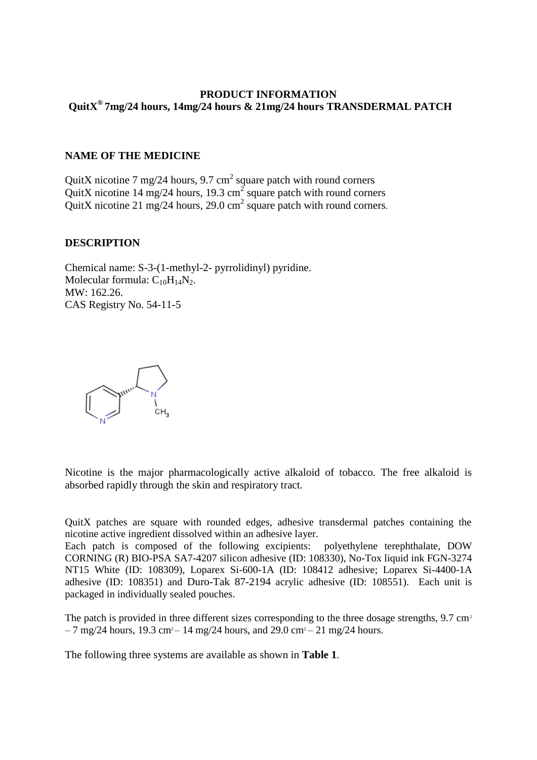**PRODUCT INFORMATION**
**QuitX® 7mg/24 hours, 14mg/24 hours & 21mg/24 hours TRANSDERMAL PATCH**

## NAME OF THE MEDICINE

QuitX nicotine 7 mg/24 hours, 9.7 $cm^2$ square patch with round corners
QuitX nicotine 14 mg/24 hours, 19.3 $cm^2$ square patch with round corners
QuitX nicotine 21 mg/24 hours, 29.0 $cm^2$ square patch with round corners.

## DESCRIPTION

Chemical name: S-3-(1-methyl-2- pyrrolidinyl) pyridine.
Molecular formula: $C_{10}H_{14}N_2$.
MW: 162.26.
CAS Registry No. 54-11-5

Nicotine is the major pharmacologically active alkaloid of tobacco. The free alkaloid is absorbed rapidly through the skin and respiratory tract.

QuitX patches are square with rounded edges, adhesive transdermal patches containing the nicotine active ingredient dissolved within an adhesive layer.
Each patch is composed of the following excipients: polyethylene terephthalate, DOW CORNING (R) BIO-PSA SA7-4207 silicon adhesive (ID: 108330), No-Tox liquid ink FGN-3274 NT15 White (ID: 108309), Loparex Si-600-1A (ID: 108412 adhesive; Loparex Si-4400-1A adhesive (ID: 108351) and Duro-Tak 87-2194 acrylic adhesive (ID: 108551). Each unit is packaged in individually sealed pouches.

The patch is provided in three different sizes corresponding to the three dosage strengths, 9.7 $cm^2$ – 7 mg/24 hours, 19.3 $cm^2$ – 14 mg/24 hours, and 29.0 $cm^2$ – 21 mg/24 hours.

The following three systems are available as shown in **Table 1**.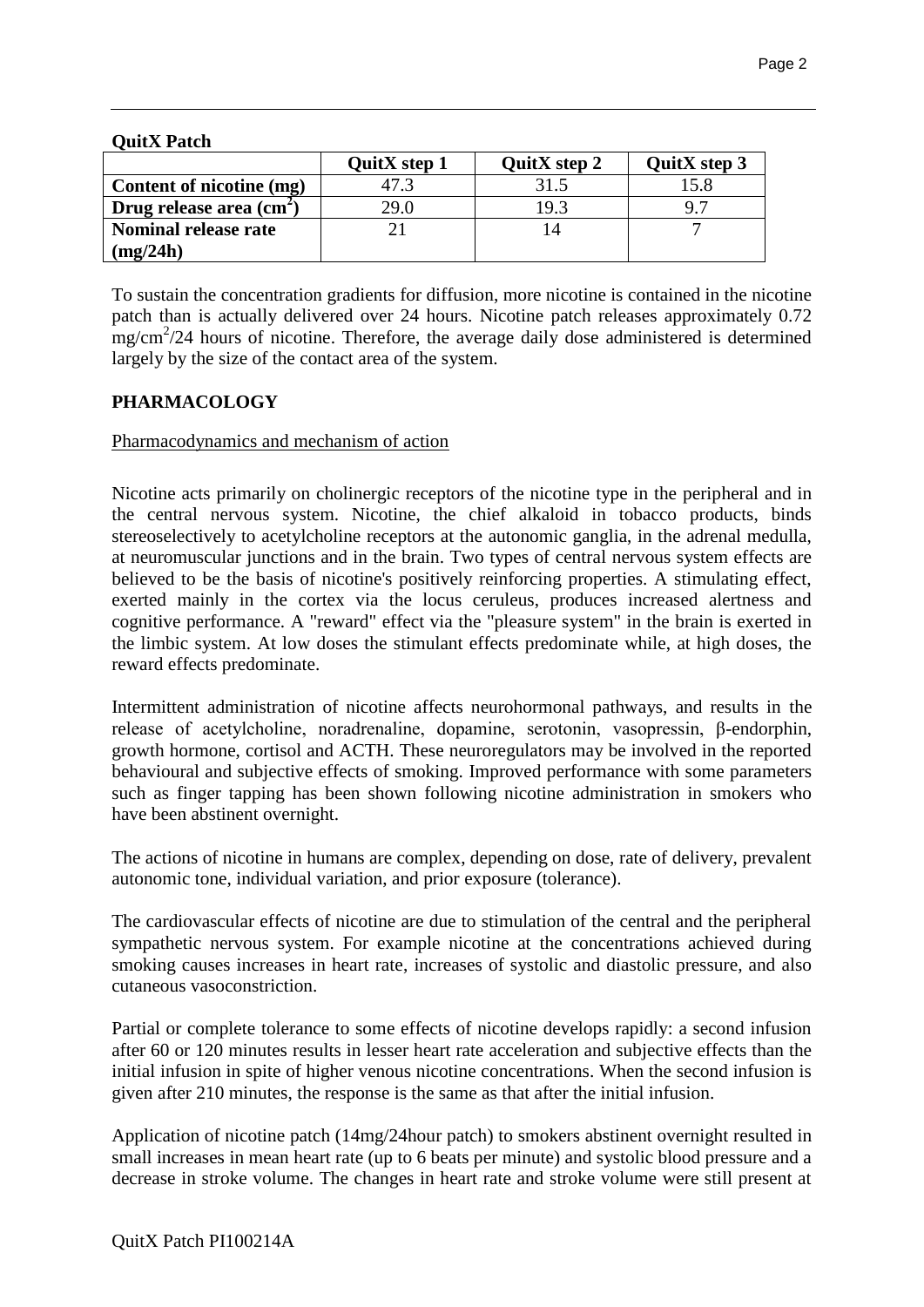**QuitX Patch**

| | QuitX step 1 | QuitX step 2 | QuitX step 3 |
|---|---|---|---|
| **Content of nicotine (mg)** | 47.3 | 31.5 | 15.8 |
| **Drug release area ($cm^2$)** | 29.0 | 19.3 | 9.7 |
| **Nominal release rate (mg/24h)** | 21 | 14 | 7 |

To sustain the concentration gradients for diffusion, more nicotine is contained in the nicotine patch than is actually delivered over 24 hours. Nicotine patch releases approximately 0.72 $mg/cm^2/24$ hours of nicotine. Therefore, the average daily dose administered is determined largely by the size of the contact area of the system.

## PHARMACOLOGY

Pharmacodynamics and mechanism of action

Nicotine acts primarily on cholinergic receptors of the nicotine type in the peripheral and in the central nervous system. Nicotine, the chief alkaloid in tobacco products, binds stereoselectively to acetylcholine receptors at the autonomic ganglia, in the adrenal medulla, at neuromuscular junctions and in the brain. Two types of central nervous system effects are believed to be the basis of nicotine's positively reinforcing properties. A stimulating effect, exerted mainly in the cortex via the locus ceruleus, produces increased alertness and cognitive performance. A "reward" effect via the "pleasure system" in the brain is exerted in the limbic system. At low doses the stimulant effects predominate while, at high doses, the reward effects predominate.

Intermittent administration of nicotine affects neurohormonal pathways, and results in the release of acetylcholine, noradrenaline, dopamine, serotonin, vasopressin, β-endorphin, growth hormone, cortisol and ACTH. These neuroregulators may be involved in the reported behavioural and subjective effects of smoking. Improved performance with some parameters such as finger tapping has been shown following nicotine administration in smokers who have been abstinent overnight.

The actions of nicotine in humans are complex, depending on dose, rate of delivery, prevalent autonomic tone, individual variation, and prior exposure (tolerance).

The cardiovascular effects of nicotine are due to stimulation of the central and the peripheral sympathetic nervous system. For example nicotine at the concentrations achieved during smoking causes increases in heart rate, increases of systolic and diastolic pressure, and also cutaneous vasoconstriction.

Partial or complete tolerance to some effects of nicotine develops rapidly: a second infusion after 60 or 120 minutes results in lesser heart rate acceleration and subjective effects than the initial infusion in spite of higher venous nicotine concentrations. When the second infusion is given after 210 minutes, the response is the same as that after the initial infusion.

Application of nicotine patch (14mg/24hour patch) to smokers abstinent overnight resulted in small increases in mean heart rate (up to 6 beats per minute) and systolic blood pressure and a decrease in stroke volume. The changes in heart rate and stroke volume were still present at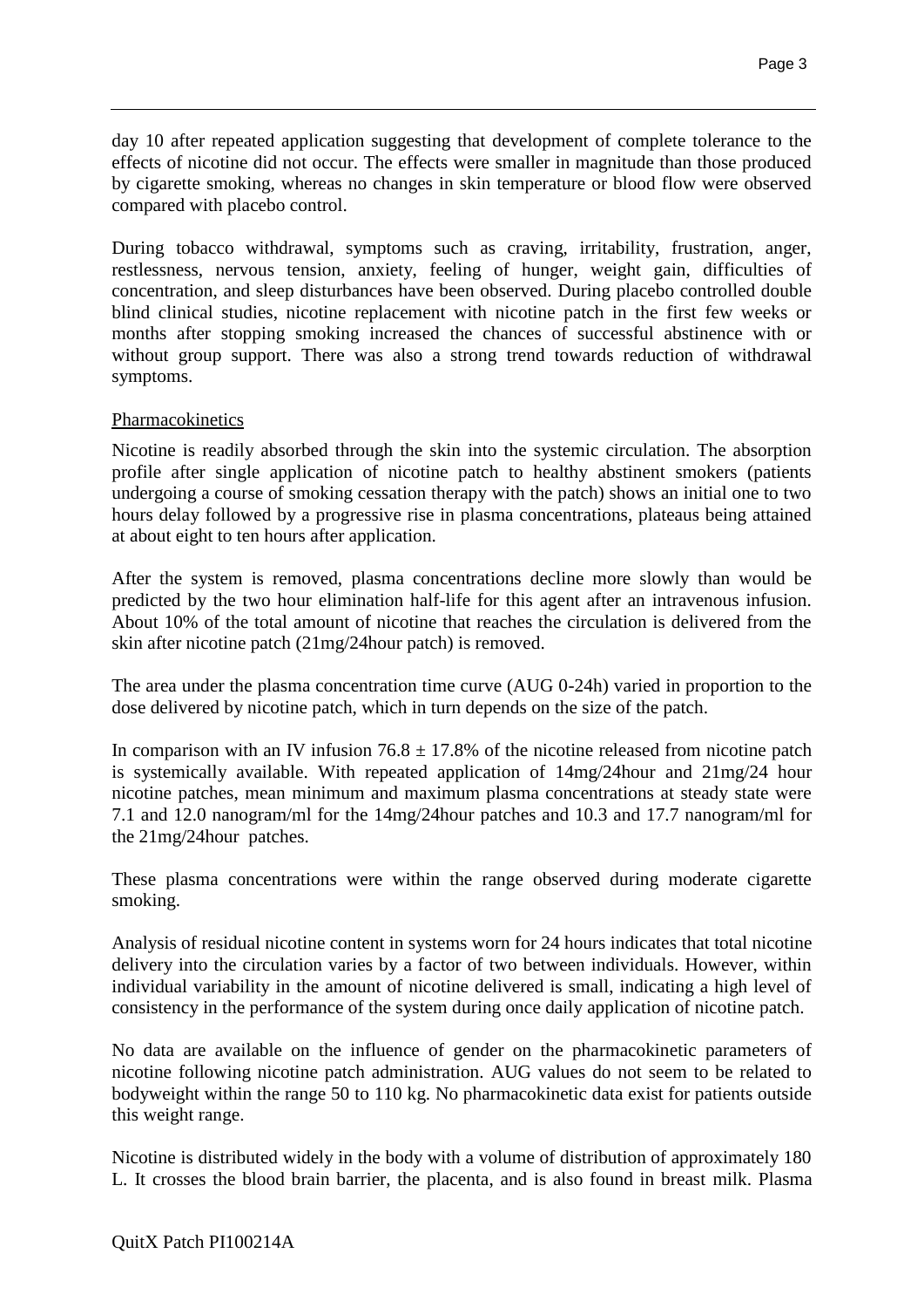day 10 after repeated application suggesting that development of complete tolerance to the effects of nicotine did not occur. The effects were smaller in magnitude than those produced by cigarette smoking, whereas no changes in skin temperature or blood flow were observed compared with placebo control.

During tobacco withdrawal, symptoms such as craving, irritability, frustration, anger, restlessness, nervous tension, anxiety, feeling of hunger, weight gain, difficulties of concentration, and sleep disturbances have been observed. During placebo controlled double blind clinical studies, nicotine replacement with nicotine patch in the first few weeks or months after stopping smoking increased the chances of successful abstinence with or without group support. There was also a strong trend towards reduction of withdrawal symptoms.

Pharmacokinetics

Nicotine is readily absorbed through the skin into the systemic circulation. The absorption profile after single application of nicotine patch to healthy abstinent smokers (patients undergoing a course of smoking cessation therapy with the patch) shows an initial one to two hours delay followed by a progressive rise in plasma concentrations, plateaus being attained at about eight to ten hours after application.

After the system is removed, plasma concentrations decline more slowly than would be predicted by the two hour elimination half-life for this agent after an intravenous infusion. About 10% of the total amount of nicotine that reaches the circulation is delivered from the skin after nicotine patch (21mg/24hour patch) is removed.

The area under the plasma concentration time curve (AUG 0-24h) varied in proportion to the dose delivered by nicotine patch, which in turn depends on the size of the patch.

In comparison with an IV infusion 76.8 ± 17.8% of the nicotine released from nicotine patch is systemically available. With repeated application of 14mg/24hour and 21mg/24 hour nicotine patches, mean minimum and maximum plasma concentrations at steady state were 7.1 and 12.0 nanogram/ml for the 14mg/24hour patches and 10.3 and 17.7 nanogram/ml for the 21mg/24hour patches.

These plasma concentrations were within the range observed during moderate cigarette smoking.

Analysis of residual nicotine content in systems worn for 24 hours indicates that total nicotine delivery into the circulation varies by a factor of two between individuals. However, within individual variability in the amount of nicotine delivered is small, indicating a high level of consistency in the performance of the system during once daily application of nicotine patch.

No data are available on the influence of gender on the pharmacokinetic parameters of nicotine following nicotine patch administration. AUG values do not seem to be related to bodyweight within the range 50 to 110 kg. No pharmacokinetic data exist for patients outside this weight range.

Nicotine is distributed widely in the body with a volume of distribution of approximately 180 L. It crosses the blood brain barrier, the placenta, and is also found in breast milk. Plasma

QuitX Patch PI100214A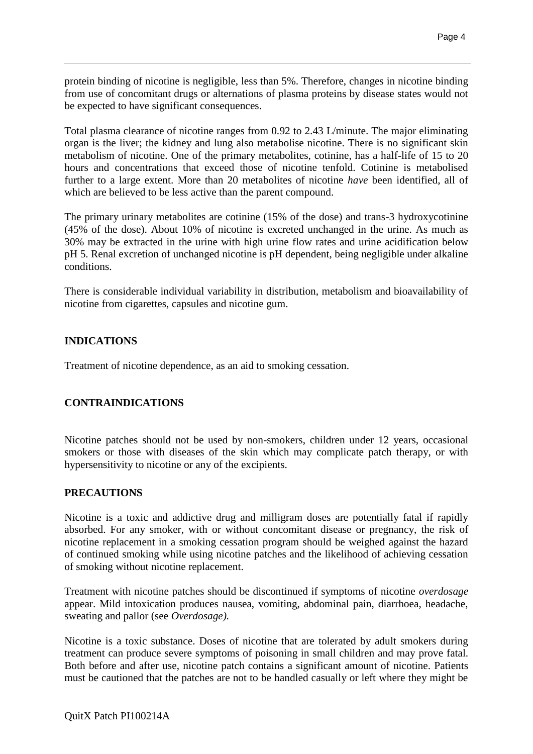protein binding of nicotine is negligible, less than 5%. Therefore, changes in nicotine binding from use of concomitant drugs or alternations of plasma proteins by disease states would not be expected to have significant consequences.

Total plasma clearance of nicotine ranges from 0.92 to 2.43 L/minute. The major eliminating organ is the liver; the kidney and lung also metabolise nicotine. There is no significant skin metabolism of nicotine. One of the primary metabolites, cotinine, has a half-life of 15 to 20 hours and concentrations that exceed those of nicotine tenfold. Cotinine is metabolised further to a large extent. More than 20 metabolites of nicotine *have* been identified, all of which are believed to be less active than the parent compound.

The primary urinary metabolites are cotinine (15% of the dose) and trans-3 hydroxycotinine (45% of the dose). About 10% of nicotine is excreted unchanged in the urine. As much as 30% may be extracted in the urine with high urine flow rates and urine acidification below pH 5. Renal excretion of unchanged nicotine is pH dependent, being negligible under alkaline conditions.

There is considerable individual variability in distribution, metabolism and bioavailability of nicotine from cigarettes, capsules and nicotine gum.

## INDICATIONS

Treatment of nicotine dependence, as an aid to smoking cessation.

## CONTRAINDICATIONS

Nicotine patches should not be used by non-smokers, children under 12 years, occasional smokers or those with diseases of the skin which may complicate patch therapy, or with hypersensitivity to nicotine or any of the excipients.

## PRECAUTIONS

Nicotine is a toxic and addictive drug and milligram doses are potentially fatal if rapidly absorbed. For any smoker, with or without concomitant disease or pregnancy, the risk of nicotine replacement in a smoking cessation program should be weighed against the hazard of continued smoking while using nicotine patches and the likelihood of achieving cessation of smoking without nicotine replacement.

Treatment with nicotine patches should be discontinued if symptoms of nicotine *overdosage* appear. Mild intoxication produces nausea, vomiting, abdominal pain, diarrhoea, headache, sweating and pallor (see *Overdosage).*

Nicotine is a toxic substance. Doses of nicotine that are tolerated by adult smokers during treatment can produce severe symptoms of poisoning in small children and may prove fatal. Both before and after use, nicotine patch contains a significant amount of nicotine. Patients must be cautioned that the patches are not to be handled casually or left where they might be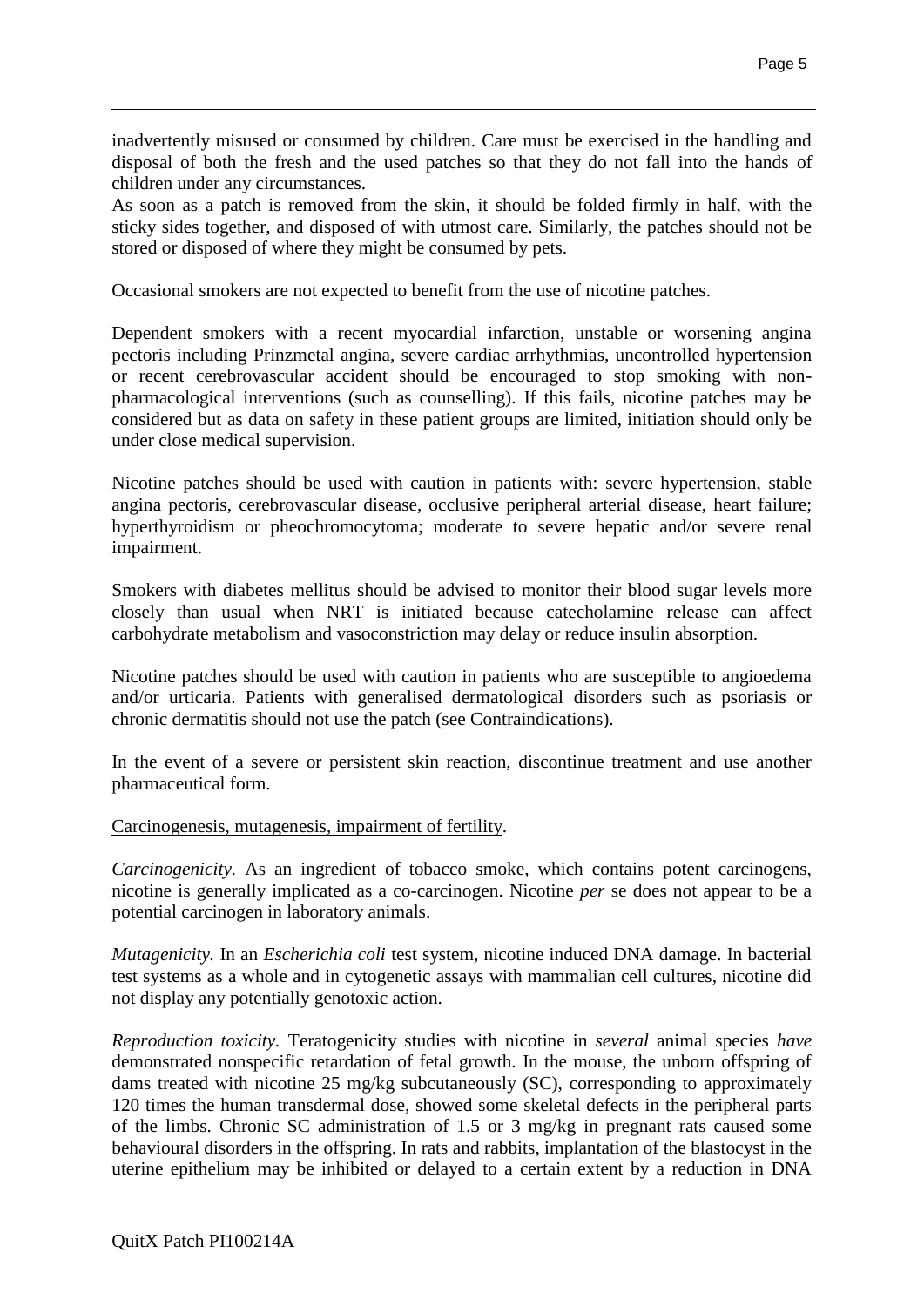inadvertently misused or consumed by children. Care must be exercised in the handling and disposal of both the fresh and the used patches so that they do not fall into the hands of children under any circumstances.
As soon as a patch is removed from the skin, it should be folded firmly in half, with the sticky sides together, and disposed of with utmost care. Similarly, the patches should not be stored or disposed of where they might be consumed by pets.

Occasional smokers are not expected to benefit from the use of nicotine patches.

Dependent smokers with a recent myocardial infarction, unstable or worsening angina pectoris including Prinzmetal angina, severe cardiac arrhythmias, uncontrolled hypertension or recent cerebrovascular accident should be encouraged to stop smoking with non-pharmacological interventions (such as counselling). If this fails, nicotine patches may be considered but as data on safety in these patient groups are limited, initiation should only be under close medical supervision.

Nicotine patches should be used with caution in patients with: severe hypertension, stable angina pectoris, cerebrovascular disease, occlusive peripheral arterial disease, heart failure; hyperthyroidism or pheochromocytoma; moderate to severe hepatic and/or severe renal impairment.

Smokers with diabetes mellitus should be advised to monitor their blood sugar levels more closely than usual when NRT is initiated because catecholamine release can affect carbohydrate metabolism and vasoconstriction may delay or reduce insulin absorption.

Nicotine patches should be used with caution in patients who are susceptible to angioedema and/or urticaria. Patients with generalised dermatological disorders such as psoriasis or chronic dermatitis should not use the patch (see Contraindications).

In the event of a severe or persistent skin reaction, discontinue treatment and use another pharmaceutical form.

<u>Carcinogenesis, mutagenesis, impairment of fertility</u>.

*Carcinogenicity.* As an ingredient of tobacco smoke, which contains potent carcinogens, nicotine is generally implicated as a co-carcinogen. Nicotine *per* se does not appear to be a potential carcinogen in laboratory animals.

*Mutagenicity.* In an *Escherichia coli* test system, nicotine induced DNA damage. In bacterial test systems as a whole and in cytogenetic assays with mammalian cell cultures, nicotine did not display any potentially genotoxic action.

*Reproduction toxicity.* Teratogenicity studies with nicotine in *several* animal species *have* demonstrated nonspecific retardation of fetal growth. In the mouse, the unborn offspring of dams treated with nicotine 25 mg/kg subcutaneously (SC), corresponding to approximately 120 times the human transdermal dose, showed some skeletal defects in the peripheral parts of the limbs. Chronic SC administration of 1.5 or 3 mg/kg in pregnant rats caused some behavioural disorders in the offspring. In rats and rabbits, implantation of the blastocyst in the uterine epithelium may be inhibited or delayed to a certain extent by a reduction in DNA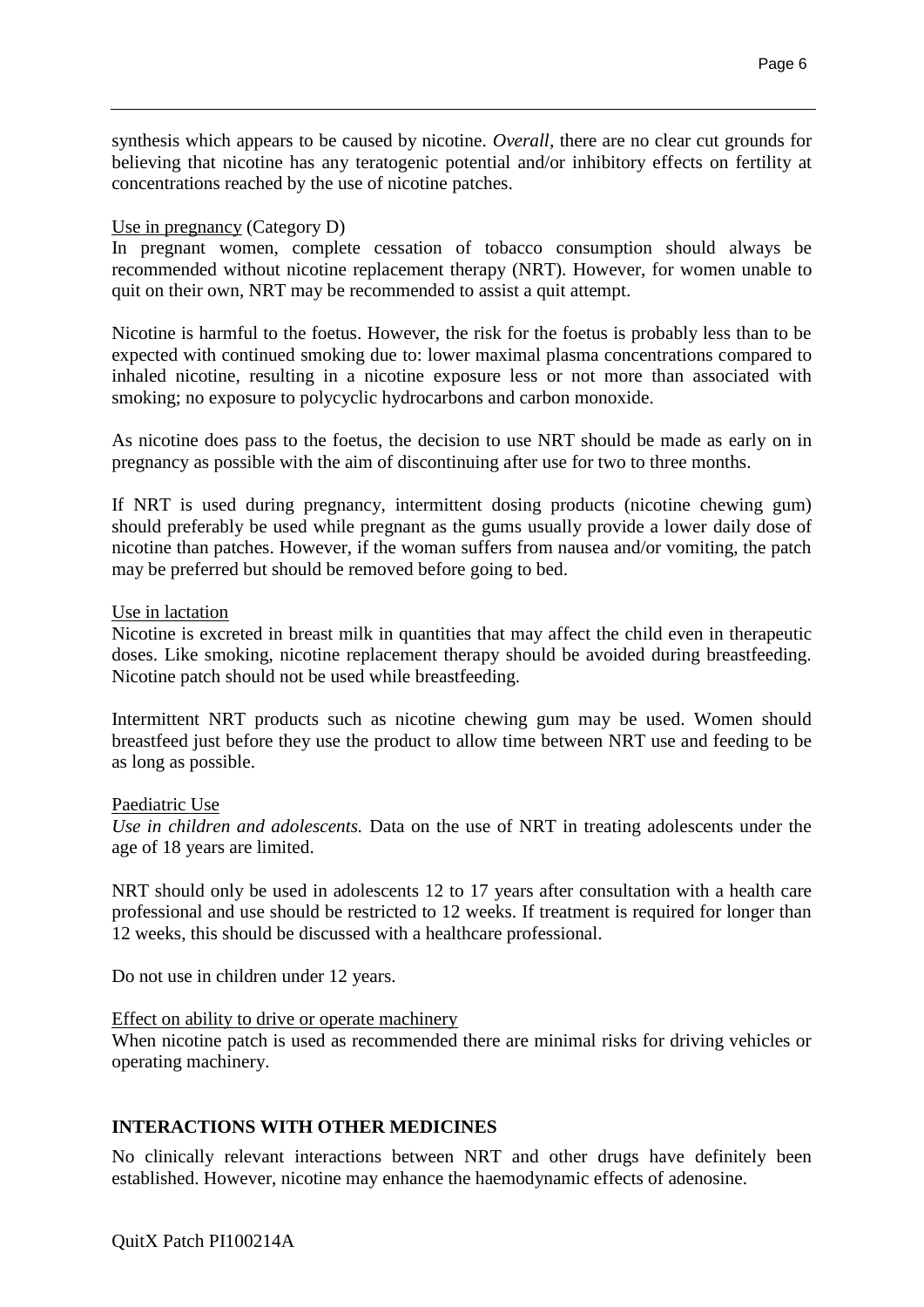synthesis which appears to be caused by nicotine. *Overall*, there are no clear cut grounds for believing that nicotine has any teratogenic potential and/or inhibitory effects on fertility at concentrations reached by the use of nicotine patches.

Use in pregnancy (Category D)
In pregnant women, complete cessation of tobacco consumption should always be recommended without nicotine replacement therapy (NRT). However, for women unable to quit on their own, NRT may be recommended to assist a quit attempt.

Nicotine is harmful to the foetus. However, the risk for the foetus is probably less than to be expected with continued smoking due to: lower maximal plasma concentrations compared to inhaled nicotine, resulting in a nicotine exposure less or not more than associated with smoking; no exposure to polycyclic hydrocarbons and carbon monoxide.

As nicotine does pass to the foetus, the decision to use NRT should be made as early on in pregnancy as possible with the aim of discontinuing after use for two to three months.

If NRT is used during pregnancy, intermittent dosing products (nicotine chewing gum) should preferably be used while pregnant as the gums usually provide a lower daily dose of nicotine than patches. However, if the woman suffers from nausea and/or vomiting, the patch may be preferred but should be removed before going to bed.

Use in lactation
Nicotine is excreted in breast milk in quantities that may affect the child even in therapeutic doses. Like smoking, nicotine replacement therapy should be avoided during breastfeeding. Nicotine patch should not be used while breastfeeding.

Intermittent NRT products such as nicotine chewing gum may be used. Women should breastfeed just before they use the product to allow time between NRT use and feeding to be as long as possible.

Paediatric Use
*Use in children and adolescents.* Data on the use of NRT in treating adolescents under the age of 18 years are limited.

NRT should only be used in adolescents 12 to 17 years after consultation with a health care professional and use should be restricted to 12 weeks. If treatment is required for longer than 12 weeks, this should be discussed with a healthcare professional.

Do not use in children under 12 years.

Effect on ability to drive or operate machinery
When nicotine patch is used as recommended there are minimal risks for driving vehicles or operating machinery.

## INTERACTIONS WITH OTHER MEDICINES

No clinically relevant interactions between NRT and other drugs have definitely been established. However, nicotine may enhance the haemodynamic effects of adenosine.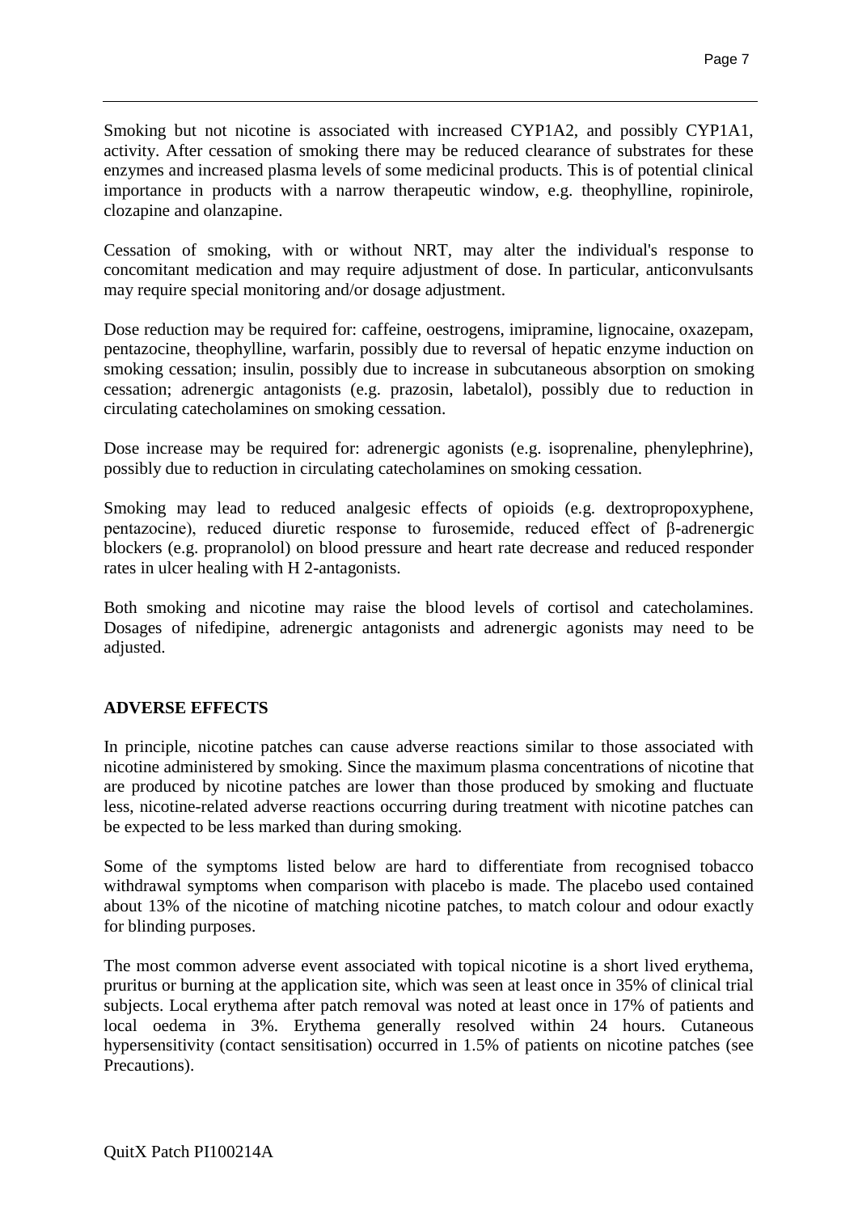Smoking but not nicotine is associated with increased CYP1A2, and possibly CYP1A1, activity. After cessation of smoking there may be reduced clearance of substrates for these enzymes and increased plasma levels of some medicinal products. This is of potential clinical importance in products with a narrow therapeutic window, e.g. theophylline, ropinirole, clozapine and olanzapine.

Cessation of smoking, with or without NRT, may alter the individual's response to concomitant medication and may require adjustment of dose. In particular, anticonvulsants may require special monitoring and/or dosage adjustment.

Dose reduction may be required for: caffeine, oestrogens, imipramine, lignocaine, oxazepam, pentazocine, theophylline, warfarin, possibly due to reversal of hepatic enzyme induction on smoking cessation; insulin, possibly due to increase in subcutaneous absorption on smoking cessation; adrenergic antagonists (e.g. prazosin, labetalol), possibly due to reduction in circulating catecholamines on smoking cessation.

Dose increase may be required for: adrenergic agonists (e.g. isoprenaline, phenylephrine), possibly due to reduction in circulating catecholamines on smoking cessation.

Smoking may lead to reduced analgesic effects of opioids (e.g. dextropropoxyphene, pentazocine), reduced diuretic response to furosemide, reduced effect of β-adrenergic blockers (e.g. propranolol) on blood pressure and heart rate decrease and reduced responder rates in ulcer healing with H 2-antagonists.

Both smoking and nicotine may raise the blood levels of cortisol and catecholamines. Dosages of nifedipine, adrenergic antagonists and adrenergic agonists may need to be adjusted.

## ADVERSE EFFECTS

In principle, nicotine patches can cause adverse reactions similar to those associated with nicotine administered by smoking. Since the maximum plasma concentrations of nicotine that are produced by nicotine patches are lower than those produced by smoking and fluctuate less, nicotine-related adverse reactions occurring during treatment with nicotine patches can be expected to be less marked than during smoking.

Some of the symptoms listed below are hard to differentiate from recognised tobacco withdrawal symptoms when comparison with placebo is made. The placebo used contained about 13% of the nicotine of matching nicotine patches, to match colour and odour exactly for blinding purposes.

The most common adverse event associated with topical nicotine is a short lived erythema, pruritus or burning at the application site, which was seen at least once in 35% of clinical trial subjects. Local erythema after patch removal was noted at least once in 17% of patients and local oedema in 3%. Erythema generally resolved within 24 hours. Cutaneous hypersensitivity (contact sensitisation) occurred in 1.5% of patients on nicotine patches (see Precautions).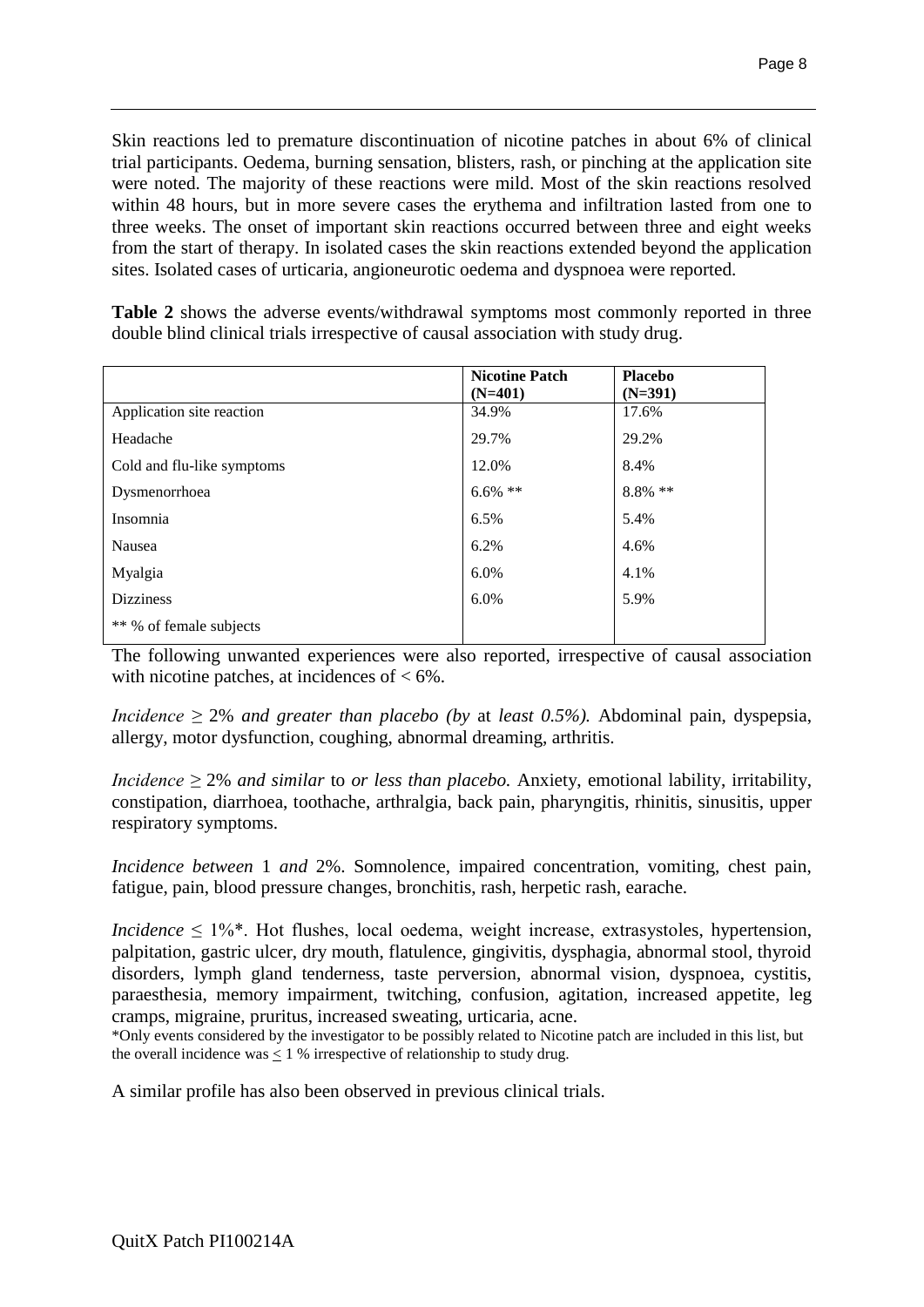Skin reactions led to premature discontinuation of nicotine patches in about 6% of clinical trial participants. Oedema, burning sensation, blisters, rash, or pinching at the application site were noted. The majority of these reactions were mild. Most of the skin reactions resolved within 48 hours, but in more severe cases the erythema and infiltration lasted from one to three weeks. The onset of important skin reactions occurred between three and eight weeks from the start of therapy. In isolated cases the skin reactions extended beyond the application sites. Isolated cases of urticaria, angioneurotic oedema and dyspnoea were reported.

**Table 2** shows the adverse events/withdrawal symptoms most commonly reported in three double blind clinical trials irrespective of causal association with study drug.

| | **Nicotine Patch (N=401)** | **Placebo (N=391)** |
|---|---|---|
| Application site reaction | 34.9% | 17.6% |
| Headache | 29.7% | 29.2% |
| Cold and flu-like symptoms | 12.0% | 8.4% |
| Dysmenorrhoea | 6.6% ** | 8.8% ** |
| Insomnia | 6.5% | 5.4% |
| Nausea | 6.2% | 4.6% |
| Myalgia | 6.0% | 4.1% |
| Dizziness | 6.0% | 5.9% |
| ** % of female subjects | | |

The following unwanted experiences were also reported, irrespective of causal association with nicotine patches, at incidences of < 6%.

*Incidence ≥ 2% and greater than placebo (by at least 0.5%).* Abdominal pain, dyspepsia, allergy, motor dysfunction, coughing, abnormal dreaming, arthritis.

*Incidence ≥ 2% and similar to or less than placebo.* Anxiety, emotional lability, irritability, constipation, diarrhoea, toothache, arthralgia, back pain, pharyngitis, rhinitis, sinusitis, upper respiratory symptoms.

*Incidence between 1 and 2%.* Somnolence, impaired concentration, vomiting, chest pain, fatigue, pain, blood pressure changes, bronchitis, rash, herpetic rash, earache.

*Incidence ≤ 1%**. Hot flushes, local oedema, weight increase, extrasystoles, hypertension, palpitation, gastric ulcer, dry mouth, flatulence, gingivitis, dysphagia, abnormal stool, thyroid disorders, lymph gland tenderness, taste perversion, abnormal vision, dyspnoea, cystitis, paraesthesia, memory impairment, twitching, confusion, agitation, increased appetite, leg cramps, migraine, pruritus, increased sweating, urticaria, acne.

*Only events considered by the investigator to be possibly related to Nicotine patch are included in this list, but the overall incidence was ≤ 1 % irrespective of relationship to study drug.

A similar profile has also been observed in previous clinical trials.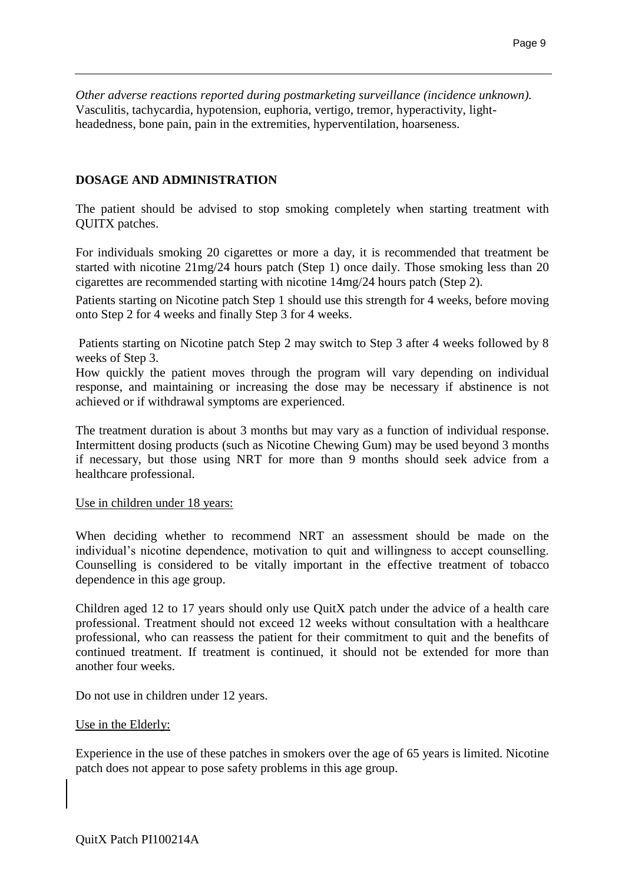*Other adverse reactions reported during postmarketing surveillance (incidence unknown).* Vasculitis, tachycardia, hypotension, euphoria, vertigo, tremor, hyperactivity, light-headedness, bone pain, pain in the extremities, hyperventilation, hoarseness.

## DOSAGE AND ADMINISTRATION

The patient should be advised to stop smoking completely when starting treatment with QUITX patches.

For individuals smoking 20 cigarettes or more a day, it is recommended that treatment be started with nicotine 21mg/24 hours patch (Step 1) once daily. Those smoking less than 20 cigarettes are recommended starting with nicotine 14mg/24 hours patch (Step 2).

Patients starting on Nicotine patch Step 1 should use this strength for 4 weeks, before moving onto Step 2 for 4 weeks and finally Step 3 for 4 weeks.

Patients starting on Nicotine patch Step 2 may switch to Step 3 after 4 weeks followed by 8 weeks of Step 3.

How quickly the patient moves through the program will vary depending on individual response, and maintaining or increasing the dose may be necessary if abstinence is not achieved or if withdrawal symptoms are experienced.

The treatment duration is about 3 months but may vary as a function of individual response. Intermittent dosing products (such as Nicotine Chewing Gum) may be used beyond 3 months if necessary, but those using NRT for more than 9 months should seek advice from a healthcare professional.

<u>Use in children under 18 years:</u>

When deciding whether to recommend NRT an assessment should be made on the individual's nicotine dependence, motivation to quit and willingness to accept counselling. Counselling is considered to be vitally important in the effective treatment of tobacco dependence in this age group.

Children aged 12 to 17 years should only use QuitX patch under the advice of a health care professional. Treatment should not exceed 12 weeks without consultation with a healthcare professional, who can reassess the patient for their commitment to quit and the benefits of continued treatment. If treatment is continued, it should not be extended for more than another four weeks.

Do not use in children under 12 years.

<u>Use in the Elderly:</u>

Experience in the use of these patches in smokers over the age of 65 years is limited. Nicotine patch does not appear to pose safety problems in this age group.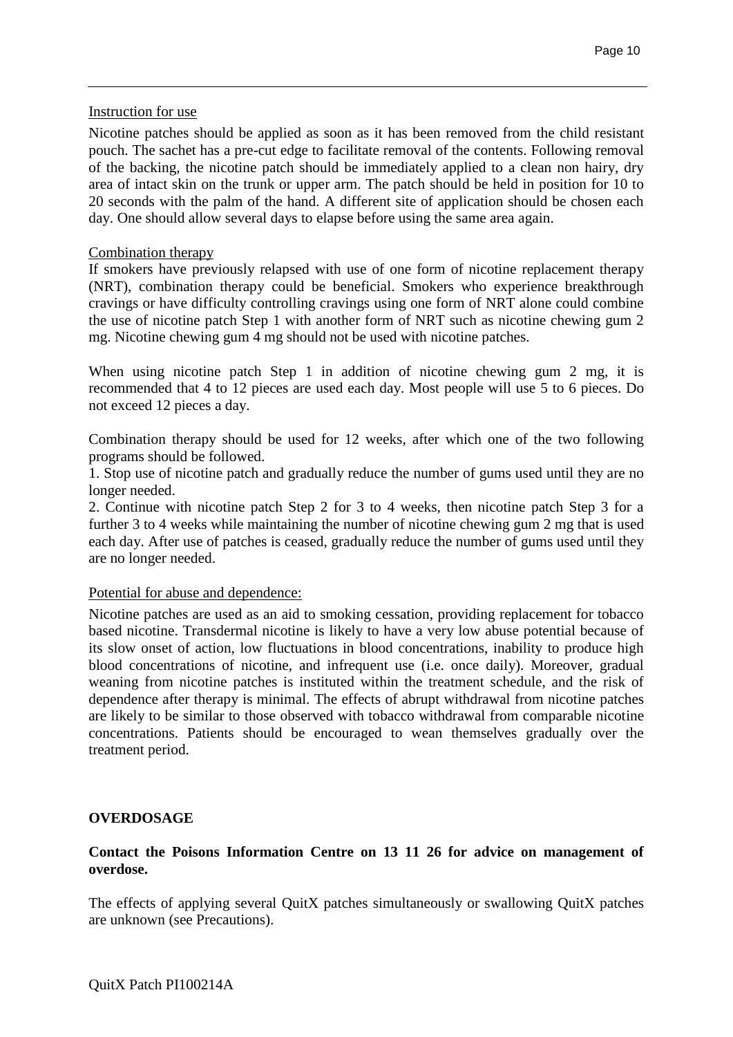Instruction for use

Nicotine patches should be applied as soon as it has been removed from the child resistant pouch. The sachet has a pre-cut edge to facilitate removal of the contents. Following removal of the backing, the nicotine patch should be immediately applied to a clean non hairy, dry area of intact skin on the trunk or upper arm. The patch should be held in position for 10 to 20 seconds with the palm of the hand. A different site of application should be chosen each day. One should allow several days to elapse before using the same area again.

Combination therapy

If smokers have previously relapsed with use of one form of nicotine replacement therapy (NRT), combination therapy could be beneficial. Smokers who experience breakthrough cravings or have difficulty controlling cravings using one form of NRT alone could combine the use of nicotine patch Step 1 with another form of NRT such as nicotine chewing gum 2 mg. Nicotine chewing gum 4 mg should not be used with nicotine patches.

When using nicotine patch Step 1 in addition of nicotine chewing gum 2 mg, it is recommended that 4 to 12 pieces are used each day. Most people will use 5 to 6 pieces. Do not exceed 12 pieces a day.

Combination therapy should be used for 12 weeks, after which one of the two following programs should be followed.

1. Stop use of nicotine patch and gradually reduce the number of gums used until they are no longer needed.
2. Continue with nicotine patch Step 2 for 3 to 4 weeks, then nicotine patch Step 3 for a further 3 to 4 weeks while maintaining the number of nicotine chewing gum 2 mg that is used each day. After use of patches is ceased, gradually reduce the number of gums used until they are no longer needed.

Potential for abuse and dependence:

Nicotine patches are used as an aid to smoking cessation, providing replacement for tobacco based nicotine. Transdermal nicotine is likely to have a very low abuse potential because of its slow onset of action, low fluctuations in blood concentrations, inability to produce high blood concentrations of nicotine, and infrequent use (i.e. once daily). Moreover, gradual weaning from nicotine patches is instituted within the treatment schedule, and the risk of dependence after therapy is minimal. The effects of abrupt withdrawal from nicotine patches are likely to be similar to those observed with tobacco withdrawal from comparable nicotine concentrations. Patients should be encouraged to wean themselves gradually over the treatment period.

## OVERDOSAGE

**Contact the Poisons Information Centre on 13 11 26 for advice on management of overdose.**

The effects of applying several QuitX patches simultaneously or swallowing QuitX patches are unknown (see Precautions).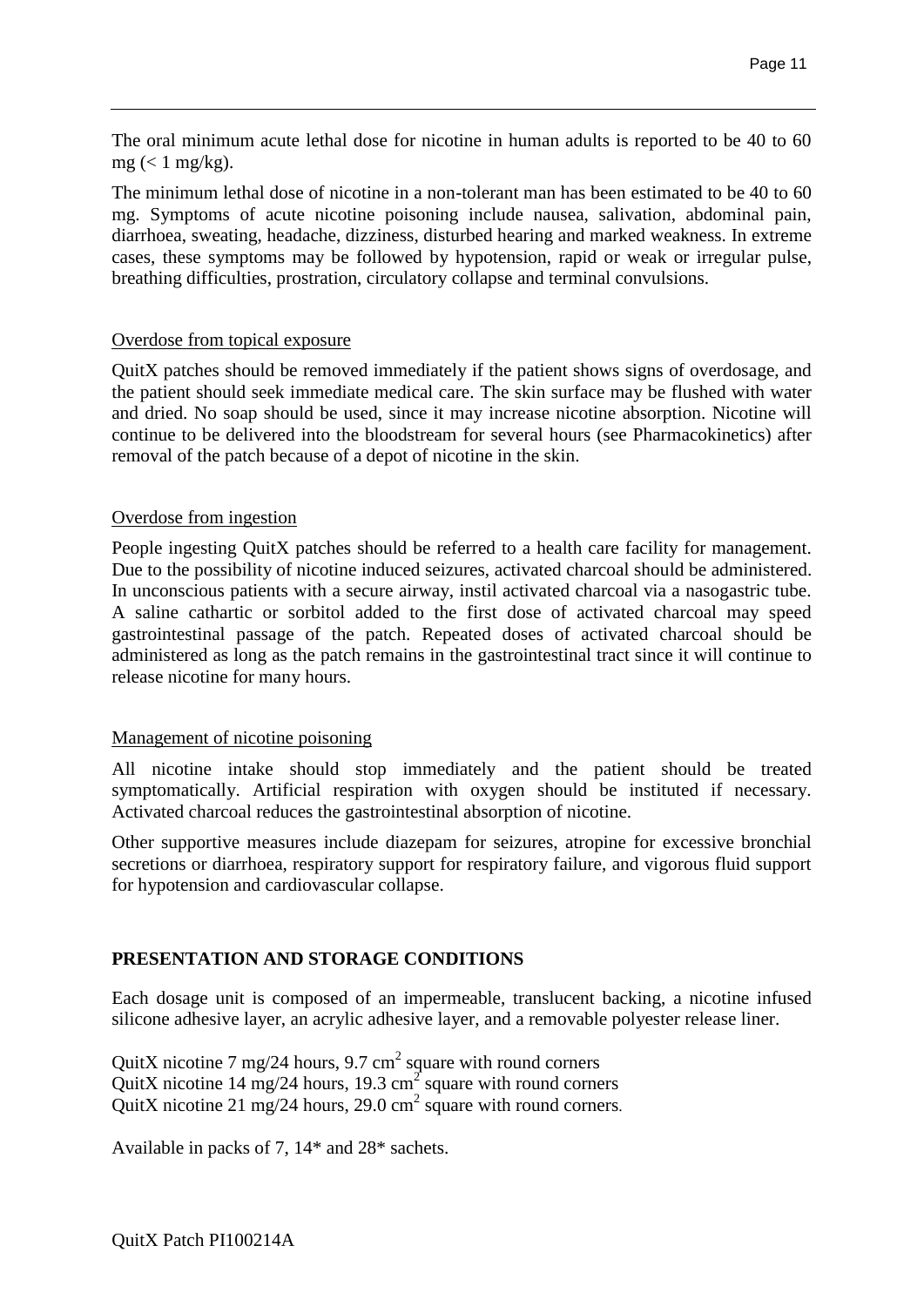The oral minimum acute lethal dose for nicotine in human adults is reported to be 40 to 60 mg (< 1 mg/kg).

The minimum lethal dose of nicotine in a non-tolerant man has been estimated to be 40 to 60 mg. Symptoms of acute nicotine poisoning include nausea, salivation, abdominal pain, diarrhoea, sweating, headache, dizziness, disturbed hearing and marked weakness. In extreme cases, these symptoms may be followed by hypotension, rapid or weak or irregular pulse, breathing difficulties, prostration, circulatory collapse and terminal convulsions.

Overdose from topical exposure

QuitX patches should be removed immediately if the patient shows signs of overdosage, and the patient should seek immediate medical care. The skin surface may be flushed with water and dried. No soap should be used, since it may increase nicotine absorption. Nicotine will continue to be delivered into the bloodstream for several hours (see Pharmacokinetics) after removal of the patch because of a depot of nicotine in the skin.

Overdose from ingestion

People ingesting QuitX patches should be referred to a health care facility for management. Due to the possibility of nicotine induced seizures, activated charcoal should be administered. In unconscious patients with a secure airway, instil activated charcoal via a nasogastric tube. A saline cathartic or sorbitol added to the first dose of activated charcoal may speed gastrointestinal passage of the patch. Repeated doses of activated charcoal should be administered as long as the patch remains in the gastrointestinal tract since it will continue to release nicotine for many hours.

Management of nicotine poisoning

All nicotine intake should stop immediately and the patient should be treated symptomatically. Artificial respiration with oxygen should be instituted if necessary. Activated charcoal reduces the gastrointestinal absorption of nicotine.

Other supportive measures include diazepam for seizures, atropine for excessive bronchial secretions or diarrhoea, respiratory support for respiratory failure, and vigorous fluid support for hypotension and cardiovascular collapse.

## PRESENTATION AND STORAGE CONDITIONS

Each dosage unit is composed of an impermeable, translucent backing, a nicotine infused silicone adhesive layer, an acrylic adhesive layer, and a removable polyester release liner.

QuitX nicotine 7 mg/24 hours, 9.7 $cm^2$ square with round corners
QuitX nicotine 14 mg/24 hours, 19.3 $cm^2$ square with round corners
QuitX nicotine 21 mg/24 hours, 29.0 $cm^2$ square with round corners.

Available in packs of 7, 14* and 28* sachets.

QuitX Patch PI100214A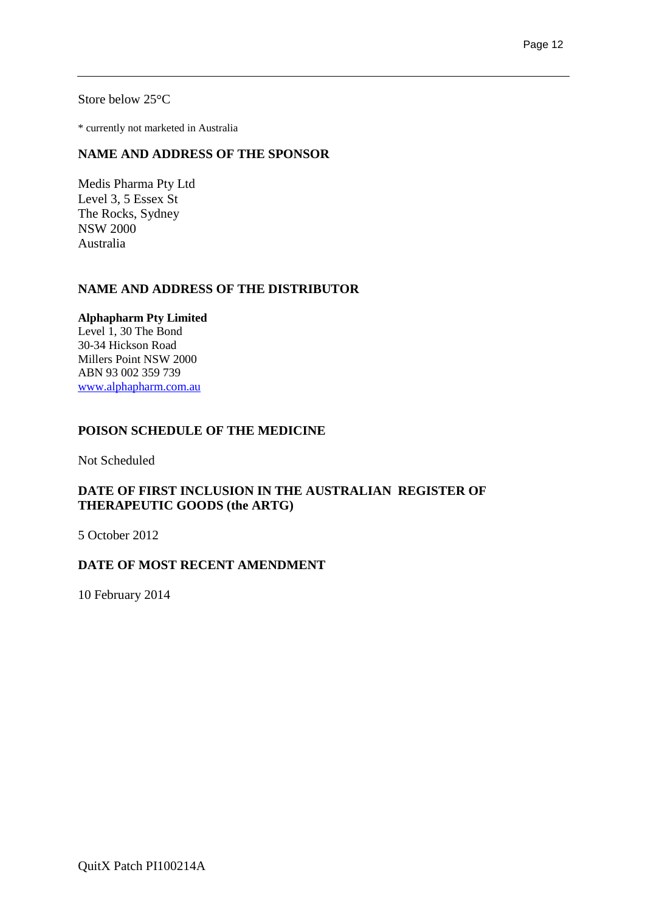Store below 25°C

* currently not marketed in Australia

## NAME AND ADDRESS OF THE SPONSOR

Medis Pharma Pty Ltd
Level 3, 5 Essex St
The Rocks, Sydney
NSW 2000
Australia

## NAME AND ADDRESS OF THE DISTRIBUTOR

**Alphapharm Pty Limited**
Level 1, 30 The Bond
30-34 Hickson Road
Millers Point NSW 2000
ABN 93 002 359 739
www.alphapharm.com.au

## POISON SCHEDULE OF THE MEDICINE

Not Scheduled

## DATE OF FIRST INCLUSION IN THE AUSTRALIAN REGISTER OF THERAPEUTIC GOODS (the ARTG)

5 October 2012

## DATE OF MOST RECENT AMENDMENT

10 February 2014